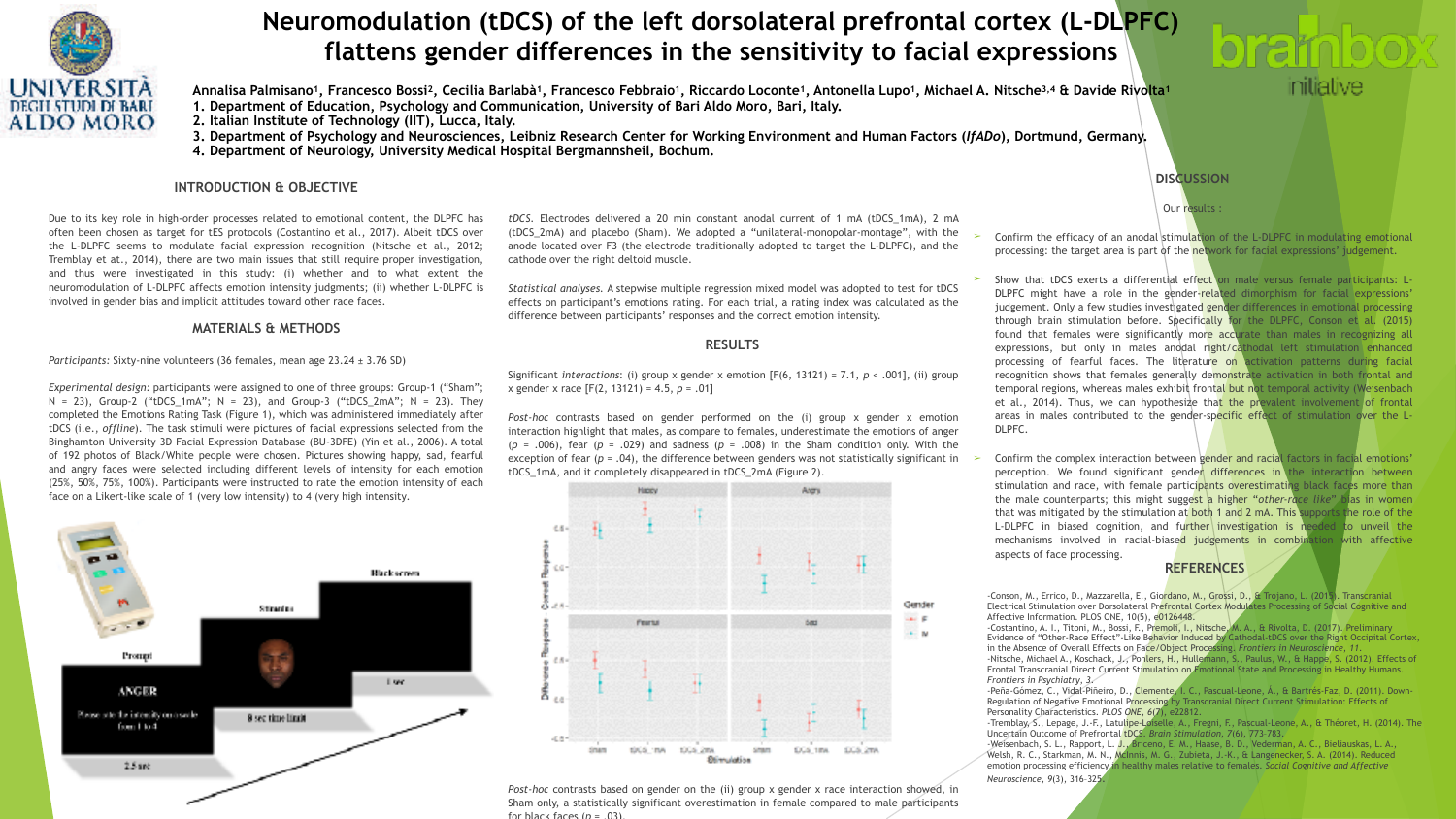# Neuromodulation (tDCS) of the left dorsolateral prefrontal cortex (L-DLPFC) flattens gender differences in the sensitivity to facial expressions

**Annalisa Palmisano[1], Francesco Bossi[2], Cecilia Barlabà[1], Francesco Febbraio[1], Riccardo Loconte[1], Antonella Lupo[1], Michael A. Nitsche[3,4] & Davide Rivolta[1]**

1. Department of Education, Psychology and Communication, University of Bari Aldo Moro, Bari, Italy.
2. Italian Institute of Technology (IIT), Lucca, Italy.
3. Department of Psychology and Neurosciences, Leibniz Research Center for Working Environment and Human Factors (*IfADo*), Dortmund, Germany.
4. Department of Neurology, University Medical Hospital Bergmannsheil, Bochum.

## INTRODUCTION & OBJECTIVE

Due to its key role in high-order processes related to emotional content, the DLPFC has often been chosen as target for tES protocols (Costantino et al., 2017). Albeit tDCS over the L-DLPFC seems to modulate facial expression recognition (Nitsche et al., 2012; Tremblay et al., 2014), there are two main issues that still require proper investigation, and thus were investigated in this study: (i) whether and to what extent the neuromodulation of L-DLPFC affects emotion intensity judgments; (ii) whether L-DLPFC is involved in gender bias and implicit attitudes toward other race faces.

## MATERIALS & METHODS

*Participants:* Sixty-nine volunteers (36 females, mean age 23.24 ± 3.76 SD)

*Experimental design:* participants were assigned to one of three groups: Group-1 ("Sham"; N = 23), Group-2 ("tDCS_1mA"; N = 23), and Group-3 ("tDCS_2mA"; N = 23). They completed the Emotions Rating Task (Figure 1), which was administered immediately after tDCS (i.e., *offline*). The task stimuli were pictures of facial expressions selected from the Binghamton University 3D Facial Expression Database (BU-3DFE) (Yin et al., 2006). A total of 192 photos of Black/White people were chosen. Pictures showing happy, sad, fearful and angry faces were selected including different levels of intensity for each emotion (25%, 50%, 75%, 100%). Participants were instructed to rate the emotion intensity of each face on a Likert-like scale of 1 (very low intensity) to 4 (very high intensity).

*tDCS.* Electrodes delivered a 20 min constant anodal current of 1 mA (tDCS_1mA), 2 mA (tDCS_2mA) and placebo (Sham). We adopted a "unilateral-monopolar-montage", with the anode located over F3 (the electrode traditionally adopted to target the L-DPFLC), and the cathode over the right deltoid muscle.

*Statistical analyses.* A stepwise multiple regression mixed model was adopted to test for tDCS effects on participant's emotions rating. For each trial, a rating index was calculated as the difference between participants' responses and the correct emotion intensity.

## RESULTS

Significant *interactions*: (i) group x gender x emotion [F(6, 13121) = 7.1, $p < .001$], (ii) group x gender x race [F(2, 13121) = 4.5, $p = .01$]

*Post-hoc* contrasts based on gender performed on the (i) group x gender x emotion interaction highlight that males, as compare to females, underestimate the emotions of anger ($p = .006$), fear ($p = .029$) and sadness ($p = .008$) in the Sham condition only. With the exception of fear ($p = .04$), the difference between genders was not statistically significant in tDCS_1mA, and it completely disappeared in tDCS_2mA (Figure 2).

*Post-hoc* contrasts based on gender on the (ii) group x gender x race interaction showed, in Sham only, a statistically significant overestimation in female compared to male participants for black faces ($p = .03$).

## DISCUSSION

Our results :

- Confirm the efficacy of an anodal stimulation of the L-DLPFC in modulating emotional processing: the target area is part of the network for facial expressions' judgement.
- Show that tDCS exerts a differential effect on male versus female participants: L-DLPFC might have a role in the gender-related dimorphism for facial expressions' judgement. Only a few studies investigated gender differences in emotional processing through brain stimulation before. Specifically for the DLPFC, Conson et al. (2015) found that females were significantly more accurate than males in recognizing all expressions, but only in males anodal right/cathodal left stimulation enhanced processing of fearful faces. The literature on activation patterns during facial recognition shows that females generally demonstrate activation in both frontal and temporal regions, whereas males exhibit frontal but not temporal activity (Weisenbach et al., 2014). Thus, we can hypothesize that the prevalent involvement of frontal areas in males contributed to the gender-specific effect of stimulation over the L-DLPFC.
- Confirm the complex interaction between gender and racial factors in facial emotions' perception. We found significant gender differences in the interaction between stimulation and race, with female participants overestimating black faces more than the male counterparts; this might suggest a higher "*other-race like*" bias in women that was mitigated by the stimulation at both 1 and 2 mA. This supports the role of the L-DLPFC in biased cognition, and further investigation is needed to unveil the mechanisms involved in racial-biased judgements in combination with affective aspects of face processing.

## REFERENCES

- Conson, M., Errico, D., Mazzarella, E., Giordano, M., Grossi, D., & Trojano, L. (2015). Transcranial Electrical Stimulation over Dorsolateral Prefrontal Cortex Modulates Processing of Social Cognitive and Affective Information. PLOS ONE, 10(5), e0126448.
- Costantino, A. I., Titoni, M., Bossi, F., Premoli, I., Nitsche, M. A., & Rivolta, D. (2017). Preliminary Evidence of "Other-Race Effect"-Like Behavior Induced by Cathodal-tDCS over the Right Occipital Cortex, in the Absence of Overall Effects on Face/Object Processing. *Frontiers in Neuroscience*, *11*.
- Nitsche, Michael A., Koschack, J., Pohlers, H., Hullemann, S., Paulus, W., & Happe, S. (2012). Effects of Frontal Transcranial Direct Current Stimulation on Emotional State and Processing in Healthy Humans. *Frontiers in Psychiatry*, *3*.
- Peña-Gómez, C., Vidal-Piñeiro, D., Clemente, I. C., Pascual-Leone, Á., & Bartrés-Faz, D. (2011). Down-Regulation of Negative Emotional Processing by Transcranial Direct Current Stimulation: Effects of Personality Characteristics. *PLOS ONE*, *6*(7), e22812.
- Tremblay, S., Lepage, J.-F., Latulipe-Loiselle, A., Fregni, F., Pascual-Leone, A., & Théoret, H. (2014). The Uncertain Outcome of Prefrontal tDCS. *Brain Stimulation*, *7*(6), 773–783.
- Weisenbach, S. L., Rapport, L. J., Briceno, E. M., Haase, B. D., Vederman, A. C., Bieliauskas, L. A., Welsh, R. C., Starkman, M. N., McInnis, M. G., Zubieta, J.-K., & Langenecker, S. A. (2014). Reduced emotion processing efficiency in healthy males relative to females. *Social Cognitive and Affective Neuroscience*, *9*(3), 316–325.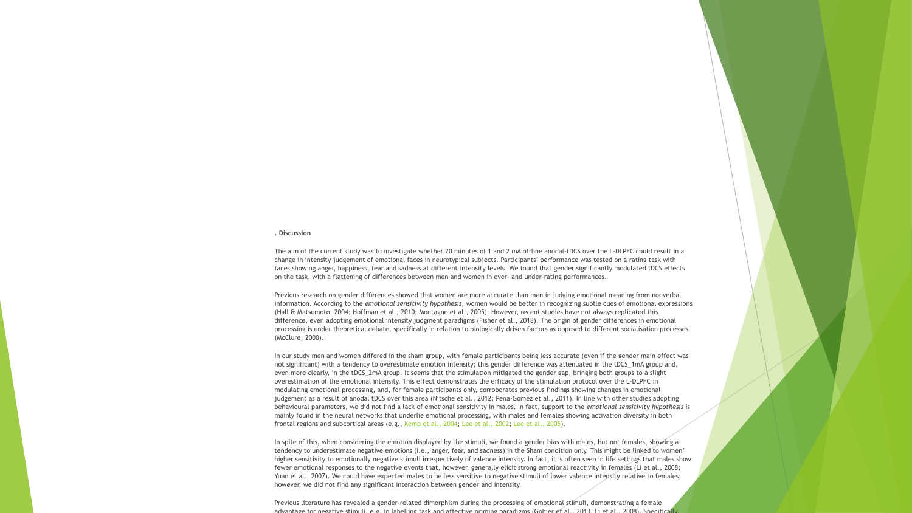**. Discussion**

The aim of the current study was to investigate whether 20 minutes of 1 and 2 mA offline anodal-tDCS over the L-DLPFC could result in a change in intensity judgement of emotional faces in neurotypical subjects. Participants' performance was tested on a rating task with faces showing anger, happiness, fear and sadness at different intensity levels. We found that gender significantly modulated tDCS effects on the task, with a flattening of differences between men and women in over- and under-rating performances.

Previous research on gender differences showed that women are more accurate than men in judging emotional meaning from nonverbal information. According to the *emotional sensitivity hypothesis*, women would be better in recognizing subtle cues of emotional expressions (Hall & Matsumoto, 2004; Hoffman et al., 2010; Montagne et al., 2005). However, recent studies have not always replicated this difference, even adopting emotional intensity judgment paradigms (Fisher et al., 2018). The origin of gender differences in emotional processing is under theoretical debate, specifically in relation to biologically driven factors as opposed to different socialisation processes (McClure, 2000).

In our study men and women differed in the sham group, with female participants being less accurate (even if the gender main effect was not significant) with a tendency to overestimate emotion intensity; this gender difference was attenuated in the tDCS_1mA group and, even more clearly, in the tDCS_2mA group. It seems that the stimulation mitigated the gender gap, bringing both groups to a slight overestimation of the emotional intensity. This effect demonstrates the efficacy of the stimulation protocol over the L-DLPFC in modulating emotional processing, and, for female participants only, corroborates previous findings showing changes in emotional judgement as a result of anodal tDCS over this area (Nitsche et al., 2012; Peña-Gómez et al., 2011). In line with other studies adopting behavioural parameters, we did not find a lack of emotional sensitivity in males. In fact, support to the *emotional sensitivity hypothesis* is mainly found in the neural networks that underlie emotional processing, with males and females showing activation diversity in both frontal regions and subcortical areas (e.g., Kemp et al., 2004; Lee et al., 2002; Lee et al., 2005).

In spite of this, when considering the emotion displayed by the stimuli, we found a gender bias with males, but not females, showing a tendency to underestimate negative emotions (i.e., anger, fear, and sadness) in the Sham condition only. This might be linked to women' higher sensitivity to emotionally negative stimuli irrespectively of valence intensity. In fact, it is often seen in life settings that males show fewer emotional responses to the negative events that, however, generally elicit strong emotional reactivity in females (Li et al., 2008; Yuan et al., 2007). We could have expected males to be less sensitive to negative stimuli of lower valence intensity relative to females; however, we did not find any significant interaction between gender and intensity.

Previous literature has revealed a gender-related dimorphism during the processing of emotional stimuli, demonstrating a female advantage for negative stimuli, e.g. in labelling task and affective priming paradigms (Gohier et al., 2013, Li et al., 2008). Specifically